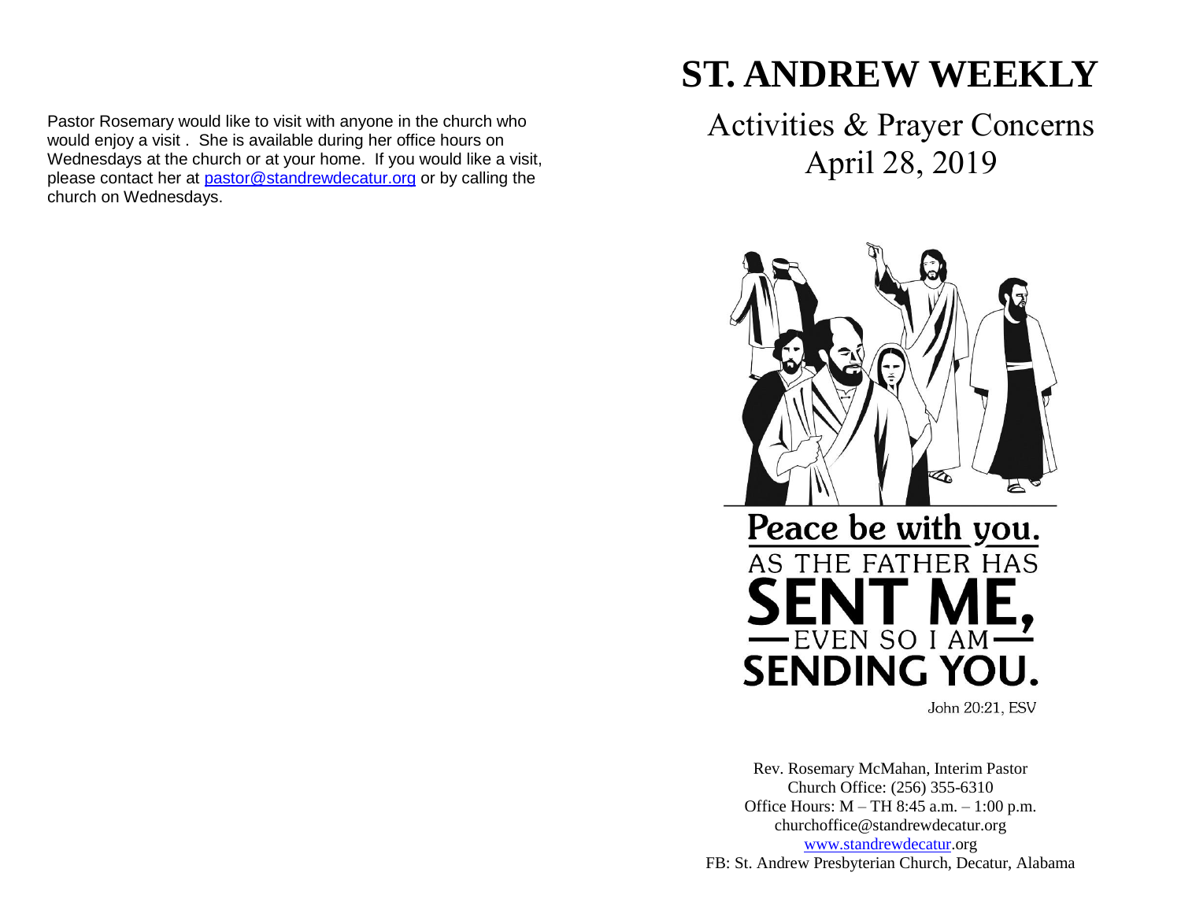Pastor Rosemary would like to visit with anyone in the church who would enjoy a visit . She is available during her office hours on Wednesdays at the church or at your home. If you would like a visit, please contact her at [pastor@standrewdecatur.org](mailto:pastor@standrewdecatur.org) or by calling the church on Wednesdays.

# ST. ANDREW WEEKLY

## Activities & Prayer Concerns
## April 28, 2019

Peace be with you. AS THE FATHER HAS SENT ME, EVEN SO I AM SENDING YOU.

John 20:21, ESV

Rev. Rosemary McMahan, Interim Pastor
Church Office: (256) 355-6310
Office Hours: M – TH 8:45 a.m. – 1:00 p.m.
churchoffice@standrewdecatur.org
[www.standrewdecatur](http://www.standrewdecatur).org
FB: St. Andrew Presbyterian Church, Decatur, Alabama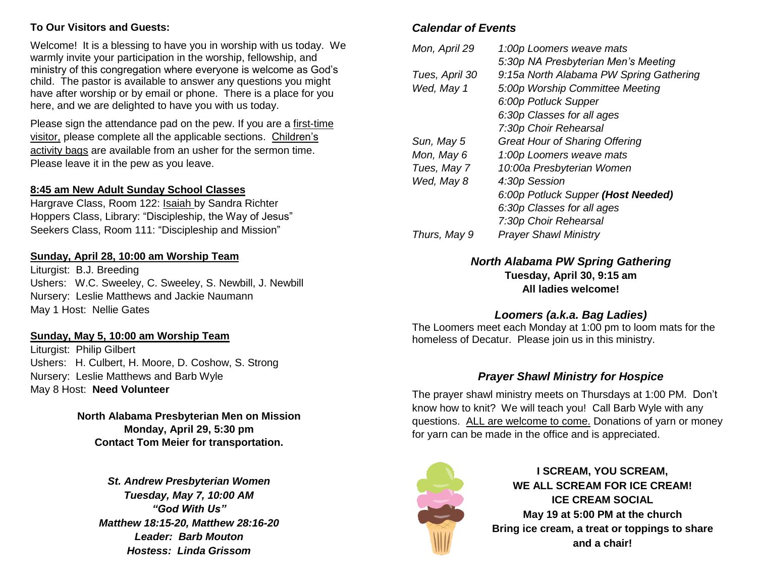**To Our Visitors and Guests:**

Welcome! It is a blessing to have you in worship with us today. We warmly invite your participation in the worship, fellowship, and ministry of this congregation where everyone is welcome as God's child. The pastor is available to answer any questions you might have after worship or by email or phone. There is a place for you here, and we are delighted to have you with us today.

Please sign the attendance pad on the pew. If you are a first-time visitor, please complete all the applicable sections. Children's activity bags are available from an usher for the sermon time. Please leave it in the pew as you leave.

**8:45 am New Adult Sunday School Classes**

Hargrave Class, Room 122: Isaiah by Sandra Richter
Hoppers Class, Library: "Discipleship, the Way of Jesus"
Seekers Class, Room 111: "Discipleship and Mission"

**Sunday, April 28, 10:00 am Worship Team**

Liturgist: B.J. Breeding
Ushers: W.C. Sweeley, C. Sweeley, S. Newbill, J. Newbill
Nursery: Leslie Matthews and Jackie Naumann
May 1 Host: Nellie Gates

**Sunday, May 5, 10:00 am Worship Team**

Liturgist: Philip Gilbert
Ushers: H. Culbert, H. Moore, D. Coshow, S. Strong
Nursery: Leslie Matthews and Barb Wyle
May 8 Host: **Need Volunteer**

**North Alabama Presbyterian Men on Mission**
**Monday, April 29, 5:30 pm**
**Contact Tom Meier for transportation.**

***St. Andrew Presbyterian Women***
***Tuesday, May 7, 10:00 AM***
***"God With Us"***
***Matthew 18:15-20, Matthew 28:16-20***
***Leader: Barb Mouton***
***Hostess: Linda Grissom***

## *Calendar of Events*

| | |
|---|---|
| *Mon, April 29* | *1:00p Loomers weave mats* |
| | *5:30p NA Presbyterian Men's Meeting* |
| *Tues, April 30* | *9:15a North Alabama PW Spring Gathering* |
| *Wed, May 1* | *5:00p Worship Committee Meeting* |
| | *6:00p Potluck Supper* |
| | *6:30p Classes for all ages* |
| | *7:30p Choir Rehearsal* |
| *Sun, May 5* | *Great Hour of Sharing Offering* |
| *Mon, May 6* | *1:00p Loomers weave mats* |
| *Tues, May 7* | *10:00a Presbyterian Women* |
| *Wed, May 8* | *4:30p Session* |
| | *6:00p Potluck Supper **(Host Needed)*** |
| | *6:30p Classes for all ages* |
| | *7:30p Choir Rehearsal* |
| *Thurs, May 9* | *Prayer Shawl Ministry* |

### *North Alabama PW Spring Gathering*

**Tuesday, April 30, 9:15 am**
**All ladies welcome!**

### *Loomers (a.k.a. Bag Ladies)*

The Loomers meet each Monday at 1:00 pm to loom mats for the homeless of Decatur. Please join us in this ministry.

### *Prayer Shawl Ministry for Hospice*

The prayer shawl ministry meets on Thursdays at 1:00 PM. Don't know how to knit? We will teach you! Call Barb Wyle with any questions. ALL are welcome to come. Donations of yarn or money for yarn can be made in the office and is appreciated.

**I SCREAM, YOU SCREAM,**
**WE ALL SCREAM FOR ICE CREAM!**
**ICE CREAM SOCIAL**
**May 19 at 5:00 PM at the church**
**Bring ice cream, a treat or toppings to share and a chair!**